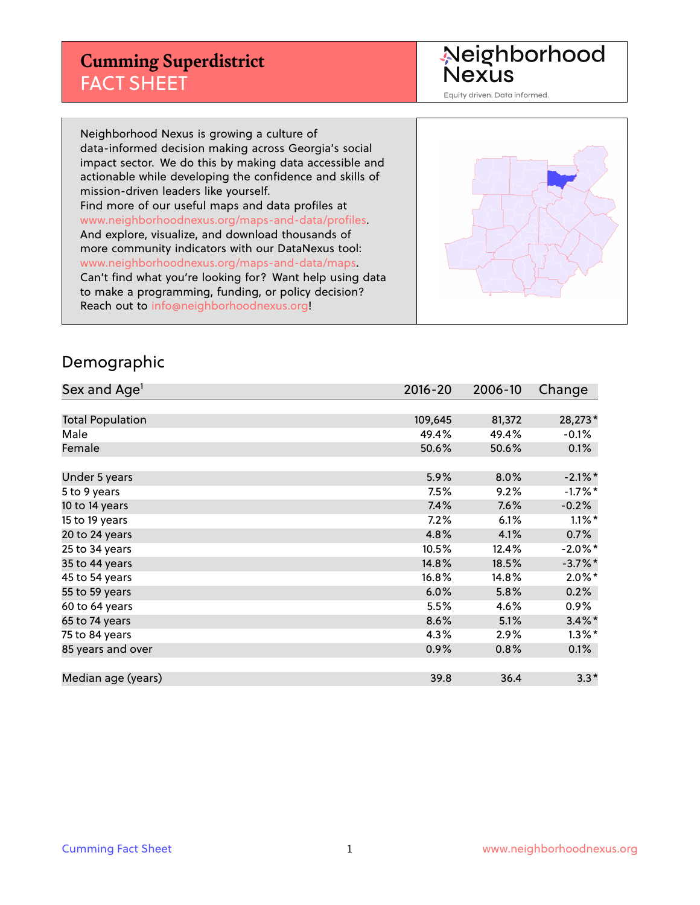# Cumming Superdistrict
## FACT SHEET

Neighborhood Nexus
Equity driven. Data informed.

Neighborhood Nexus is growing a culture of data-informed decision making across Georgia's social impact sector. We do this by making data accessible and actionable while developing the confidence and skills of mission-driven leaders like yourself.
Find more of our useful maps and data profiles at www.neighborhoodnexus.org/maps-and-data/profiles.
And explore, visualize, and download thousands of more community indicators with our DataNexus tool: www.neighborhoodnexus.org/maps-and-data/maps.
Can't find what you're looking for? Want help using data to make a programming, funding, or policy decision? Reach out to info@neighborhoodnexus.org!

## Demographic

| Sex and Age[1] | 2016-20 | 2006-10 | Change |
|---|---|---|---|
| Total Population | 109,645 | 81,372 | 28,273* |
| Male | 49.4% | 49.4% | -0.1% |
| Female | 50.6% | 50.6% | 0.1% |
| | | | |
| Under 5 years | 5.9% | 8.0% | -2.1%* |
| 5 to 9 years | 7.5% | 9.2% | -1.7%* |
| 10 to 14 years | 7.4% | 7.6% | -0.2% |
| 15 to 19 years | 7.2% | 6.1% | 1.1%* |
| 20 to 24 years | 4.8% | 4.1% | 0.7% |
| 25 to 34 years | 10.5% | 12.4% | -2.0%* |
| 35 to 44 years | 14.8% | 18.5% | -3.7%* |
| 45 to 54 years | 16.8% | 14.8% | 2.0%* |
| 55 to 59 years | 6.0% | 5.8% | 0.2% |
| 60 to 64 years | 5.5% | 4.6% | 0.9% |
| 65 to 74 years | 8.6% | 5.1% | 3.4%* |
| 75 to 84 years | 4.3% | 2.9% | 1.3%* |
| 85 years and over | 0.9% | 0.8% | 0.1% |
| | | | |
| Median age (years) | 39.8 | 36.4 | 3.3* |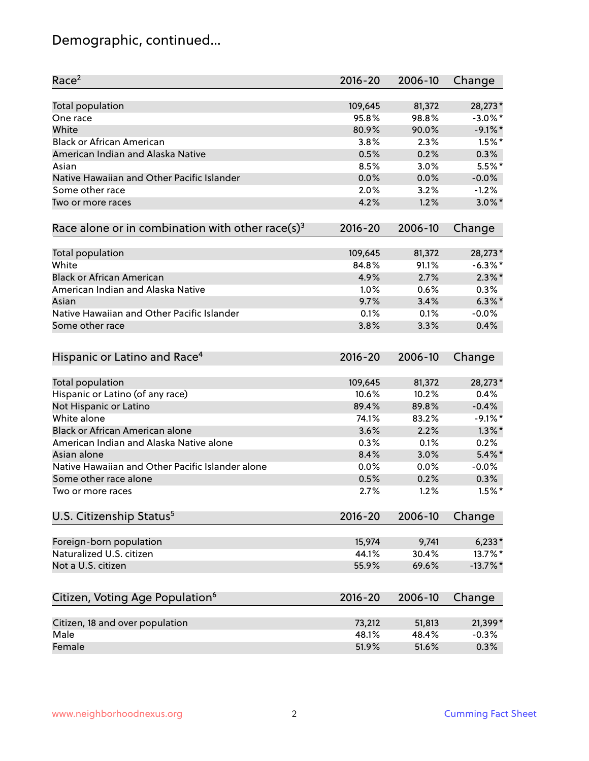# Demographic, continued...

| Race[2] | 2016-20 | 2006-10 | Change |
|---|---|---|---|
| Total population | 109,645 | 81,372 | 28,273* |
| One race | 95.8% | 98.8% | -3.0%* |
| White | 80.9% | 90.0% | -9.1%* |
| Black or African American | 3.8% | 2.3% | 1.5%* |
| American Indian and Alaska Native | 0.5% | 0.2% | 0.3% |
| Asian | 8.5% | 3.0% | 5.5%* |
| Native Hawaiian and Other Pacific Islander | 0.0% | 0.0% | -0.0% |
| Some other race | 2.0% | 3.2% | -1.2% |
| Two or more races | 4.2% | 1.2% | 3.0%* |

| Race alone or in combination with other race(s)[3] | 2016-20 | 2006-10 | Change |
|---|---|---|---|
| Total population | 109,645 | 81,372 | 28,273* |
| White | 84.8% | 91.1% | -6.3%* |
| Black or African American | 4.9% | 2.7% | 2.3%* |
| American Indian and Alaska Native | 1.0% | 0.6% | 0.3% |
| Asian | 9.7% | 3.4% | 6.3%* |
| Native Hawaiian and Other Pacific Islander | 0.1% | 0.1% | -0.0% |
| Some other race | 3.8% | 3.3% | 0.4% |

| Hispanic or Latino and Race[4] | 2016-20 | 2006-10 | Change |
|---|---|---|---|
| Total population | 109,645 | 81,372 | 28,273* |
| Hispanic or Latino (of any race) | 10.6% | 10.2% | 0.4% |
| Not Hispanic or Latino | 89.4% | 89.8% | -0.4% |
| White alone | 74.1% | 83.2% | -9.1%* |
| Black or African American alone | 3.6% | 2.2% | 1.3%* |
| American Indian and Alaska Native alone | 0.3% | 0.1% | 0.2% |
| Asian alone | 8.4% | 3.0% | 5.4%* |
| Native Hawaiian and Other Pacific Islander alone | 0.0% | 0.0% | -0.0% |
| Some other race alone | 0.5% | 0.2% | 0.3% |
| Two or more races | 2.7% | 1.2% | 1.5%* |

| U.S. Citizenship Status[5] | 2016-20 | 2006-10 | Change |
|---|---|---|---|
| Foreign-born population | 15,974 | 9,741 | 6,233* |
| Naturalized U.S. citizen | 44.1% | 30.4% | 13.7%* |
| Not a U.S. citizen | 55.9% | 69.6% | -13.7%* |

| Citizen, Voting Age Population[6] | 2016-20 | 2006-10 | Change |
|---|---|---|---|
| Citizen, 18 and over population | 73,212 | 51,813 | 21,399* |
| Male | 48.1% | 48.4% | -0.3% |
| Female | 51.9% | 51.6% | 0.3% |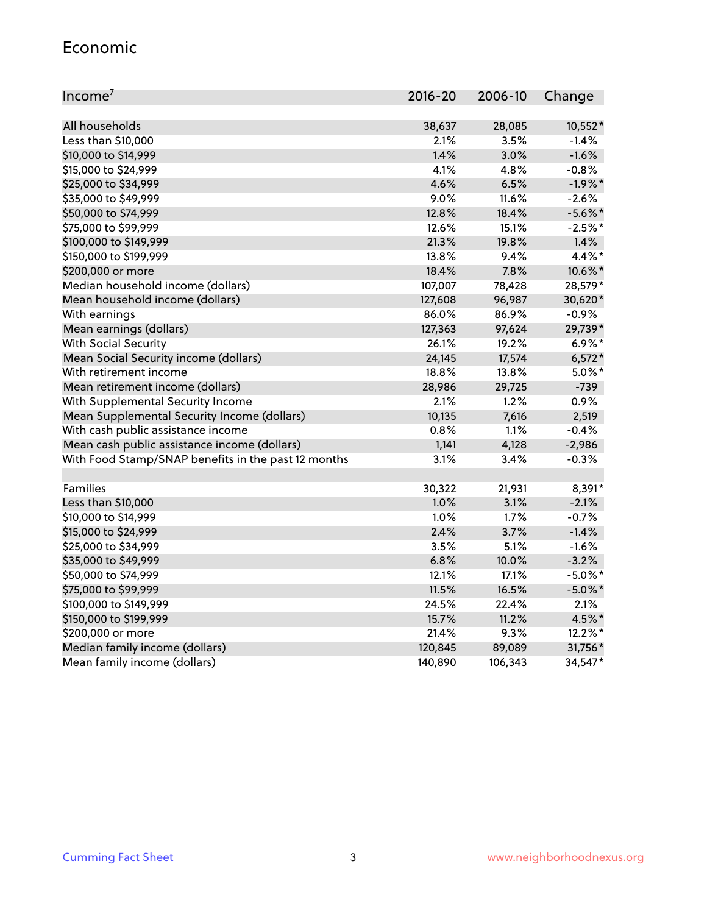## Economic

| Income[7] | 2016-20 | 2006-10 | Change |
|---|---|---|---|
| All households | 38,637 | 28,085 | 10,552* |
| Less than $10,000 | 2.1% | 3.5% | -1.4% |
| $10,000 to $14,999 | 1.4% | 3.0% | -1.6% |
| $15,000 to $24,999 | 4.1% | 4.8% | -0.8% |
| $25,000 to $34,999 | 4.6% | 6.5% | -1.9%* |
| $35,000 to $49,999 | 9.0% | 11.6% | -2.6% |
| $50,000 to $74,999 | 12.8% | 18.4% | -5.6%* |
| $75,000 to $99,999 | 12.6% | 15.1% | -2.5%* |
| $100,000 to $149,999 | 21.3% | 19.8% | 1.4% |
| $150,000 to $199,999 | 13.8% | 9.4% | 4.4%* |
| $200,000 or more | 18.4% | 7.8% | 10.6%* |
| Median household income (dollars) | 107,007 | 78,428 | 28,579* |
| Mean household income (dollars) | 127,608 | 96,987 | 30,620* |
| With earnings | 86.0% | 86.9% | -0.9% |
| Mean earnings (dollars) | 127,363 | 97,624 | 29,739* |
| With Social Security | 26.1% | 19.2% | 6.9%* |
| Mean Social Security income (dollars) | 24,145 | 17,574 | 6,572* |
| With retirement income | 18.8% | 13.8% | 5.0%* |
| Mean retirement income (dollars) | 28,986 | 29,725 | -739 |
| With Supplemental Security Income | 2.1% | 1.2% | 0.9% |
| Mean Supplemental Security Income (dollars) | 10,135 | 7,616 | 2,519 |
| With cash public assistance income | 0.8% | 1.1% | -0.4% |
| Mean cash public assistance income (dollars) | 1,141 | 4,128 | -2,986 |
| With Food Stamp/SNAP benefits in the past 12 months | 3.1% | 3.4% | -0.3% |
| | | | |
| Families | 30,322 | 21,931 | 8,391* |
| Less than $10,000 | 1.0% | 3.1% | -2.1% |
| $10,000 to $14,999 | 1.0% | 1.7% | -0.7% |
| $15,000 to $24,999 | 2.4% | 3.7% | -1.4% |
| $25,000 to $34,999 | 3.5% | 5.1% | -1.6% |
| $35,000 to $49,999 | 6.8% | 10.0% | -3.2% |
| $50,000 to $74,999 | 12.1% | 17.1% | -5.0%* |
| $75,000 to $99,999 | 11.5% | 16.5% | -5.0%* |
| $100,000 to $149,999 | 24.5% | 22.4% | 2.1% |
| $150,000 to $199,999 | 15.7% | 11.2% | 4.5%* |
| $200,000 or more | 21.4% | 9.3% | 12.2%* |
| Median family income (dollars) | 120,845 | 89,089 | 31,756* |
| Mean family income (dollars) | 140,890 | 106,343 | 34,547* |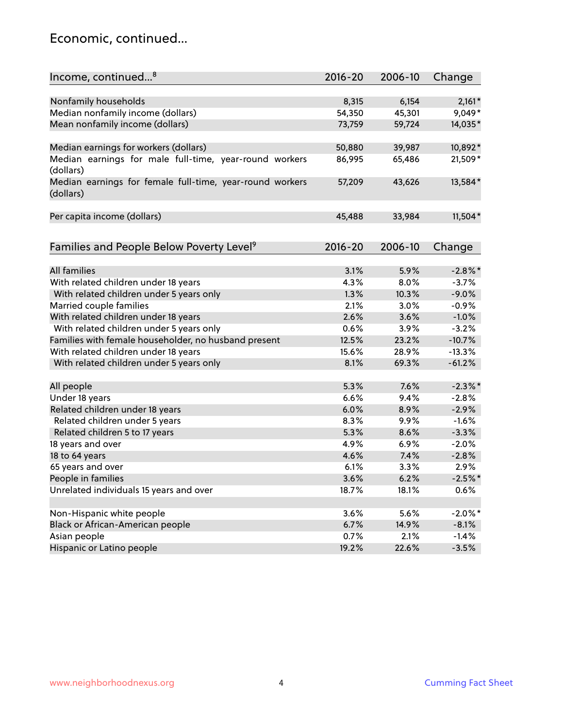## Economic, continued...

| Income, continued...[8] | 2016-20 | 2006-10 | Change |
|---|---|---|---|
| Nonfamily households | 8,315 | 6,154 | 2,161* |
| Median nonfamily income (dollars) | 54,350 | 45,301 | 9,049* |
| Mean nonfamily income (dollars) | 73,759 | 59,724 | 14,035* |
| Median earnings for workers (dollars) | 50,880 | 39,987 | 10,892* |
| Median earnings for male full-time, year-round workers (dollars) | 86,995 | 65,486 | 21,509* |
| Median earnings for female full-time, year-round workers (dollars) | 57,209 | 43,626 | 13,584* |
| Per capita income (dollars) | 45,488 | 33,984 | 11,504* |

| Families and People Below Poverty Level[9] | 2016-20 | 2006-10 | Change |
|---|---|---|---|
| All families | 3.1% | 5.9% | -2.8%* |
| With related children under 18 years | 4.3% | 8.0% | -3.7% |
| With related children under 5 years only | 1.3% | 10.3% | -9.0% |
| Married couple families | 2.1% | 3.0% | -0.9% |
| With related children under 18 years | 2.6% | 3.6% | -1.0% |
| With related children under 5 years only | 0.6% | 3.9% | -3.2% |
| Families with female householder, no husband present | 12.5% | 23.2% | -10.7% |
| With related children under 18 years | 15.6% | 28.9% | -13.3% |
| With related children under 5 years only | 8.1% | 69.3% | -61.2% |
| All people | 5.3% | 7.6% | -2.3%* |
| Under 18 years | 6.6% | 9.4% | -2.8% |
| Related children under 18 years | 6.0% | 8.9% | -2.9% |
| Related children under 5 years | 8.3% | 9.9% | -1.6% |
| Related children 5 to 17 years | 5.3% | 8.6% | -3.3% |
| 18 years and over | 4.9% | 6.9% | -2.0% |
| 18 to 64 years | 4.6% | 7.4% | -2.8% |
| 65 years and over | 6.1% | 3.3% | 2.9% |
| People in families | 3.6% | 6.2% | -2.5%* |
| Unrelated individuals 15 years and over | 18.7% | 18.1% | 0.6% |
| Non-Hispanic white people | 3.6% | 5.6% | -2.0%* |
| Black or African-American people | 6.7% | 14.9% | -8.1% |
| Asian people | 0.7% | 2.1% | -1.4% |
| Hispanic or Latino people | 19.2% | 22.6% | -3.5% |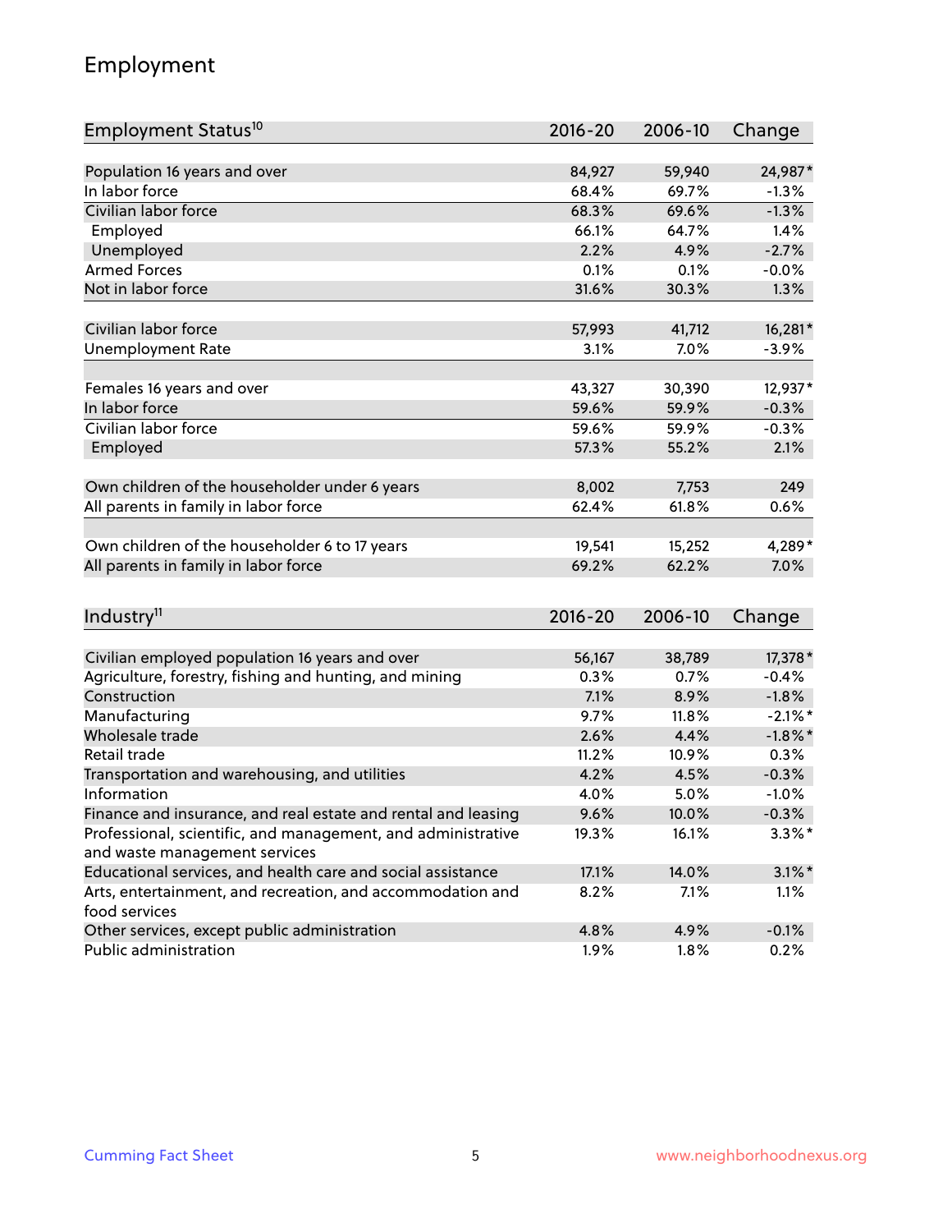## Employment

| Employment Status[10] | 2016-20 | 2006-10 | Change |
|---|---|---|---|
| Population 16 years and over | 84,927 | 59,940 | 24,987* |
| In labor force | 68.4% | 69.7% | -1.3% |
| Civilian labor force | 68.3% | 69.6% | -1.3% |
| Employed | 66.1% | 64.7% | 1.4% |
| Unemployed | 2.2% | 4.9% | -2.7% |
| Armed Forces | 0.1% | 0.1% | -0.0% |
| Not in labor force | 31.6% | 30.3% | 1.3% |
| | | | |
| Civilian labor force | 57,993 | 41,712 | 16,281* |
| Unemployment Rate | 3.1% | 7.0% | -3.9% |
| | | | |
| Females 16 years and over | 43,327 | 30,390 | 12,937* |
| In labor force | 59.6% | 59.9% | -0.3% |
| Civilian labor force | 59.6% | 59.9% | -0.3% |
| Employed | 57.3% | 55.2% | 2.1% |
| | | | |
| Own children of the householder under 6 years | 8,002 | 7,753 | 249 |
| All parents in family in labor force | 62.4% | 61.8% | 0.6% |
| | | | |
| Own children of the householder 6 to 17 years | 19,541 | 15,252 | 4,289* |
| All parents in family in labor force | 69.2% | 62.2% | 7.0% |

| Industry[11] | 2016-20 | 2006-10 | Change |
|---|---|---|---|
| Civilian employed population 16 years and over | 56,167 | 38,789 | 17,378* |
| Agriculture, forestry, fishing and hunting, and mining | 0.3% | 0.7% | -0.4% |
| Construction | 7.1% | 8.9% | -1.8% |
| Manufacturing | 9.7% | 11.8% | -2.1%* |
| Wholesale trade | 2.6% | 4.4% | -1.8%* |
| Retail trade | 11.2% | 10.9% | 0.3% |
| Transportation and warehousing, and utilities | 4.2% | 4.5% | -0.3% |
| Information | 4.0% | 5.0% | -1.0% |
| Finance and insurance, and real estate and rental and leasing | 9.6% | 10.0% | -0.3% |
| Professional, scientific, and management, and administrative and waste management services | 19.3% | 16.1% | 3.3%* |
| Educational services, and health care and social assistance | 17.1% | 14.0% | 3.1%* |
| Arts, entertainment, and recreation, and accommodation and food services | 8.2% | 7.1% | 1.1% |
| Other services, except public administration | 4.8% | 4.9% | -0.1% |
| Public administration | 1.9% | 1.8% | 0.2% |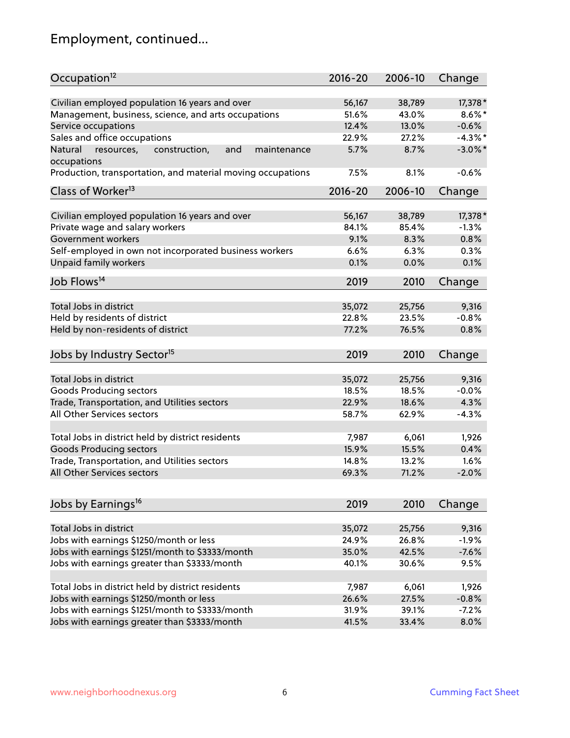# Employment, continued...

| Occupation[12] | 2016-20 | 2006-10 | Change |
|---|---|---|---|
| Civilian employed population 16 years and over | 56,167 | 38,789 | 17,378* |
| Management, business, science, and arts occupations | 51.6% | 43.0% | 8.6%* |
| Service occupations | 12.4% | 13.0% | -0.6% |
| Sales and office occupations | 22.9% | 27.2% | -4.3%* |
| Natural resources, construction, and maintenance occupations | 5.7% | 8.7% | -3.0%* |
| Production, transportation, and material moving occupations | 7.5% | 8.1% | -0.6% |

| Class of Worker[13] | 2016-20 | 2006-10 | Change |
|---|---|---|---|
| Civilian employed population 16 years and over | 56,167 | 38,789 | 17,378* |
| Private wage and salary workers | 84.1% | 85.4% | -1.3% |
| Government workers | 9.1% | 8.3% | 0.8% |
| Self-employed in own not incorporated business workers | 6.6% | 6.3% | 0.3% |
| Unpaid family workers | 0.1% | 0.0% | 0.1% |

| Job Flows[14] | 2019 | 2010 | Change |
|---|---|---|---|
| Total Jobs in district | 35,072 | 25,756 | 9,316 |
| Held by residents of district | 22.8% | 23.5% | -0.8% |
| Held by non-residents of district | 77.2% | 76.5% | 0.8% |

| Jobs by Industry Sector[15] | 2019 | 2010 | Change |
|---|---|---|---|
| Total Jobs in district | 35,072 | 25,756 | 9,316 |
| Goods Producing sectors | 18.5% | 18.5% | -0.0% |
| Trade, Transportation, and Utilities sectors | 22.9% | 18.6% | 4.3% |
| All Other Services sectors | 58.7% | 62.9% | -4.3% |
| | | | |
| Total Jobs in district held by district residents | 7,987 | 6,061 | 1,926 |
| Goods Producing sectors | 15.9% | 15.5% | 0.4% |
| Trade, Transportation, and Utilities sectors | 14.8% | 13.2% | 1.6% |
| All Other Services sectors | 69.3% | 71.2% | -2.0% |

| Jobs by Earnings[16] | 2019 | 2010 | Change |
|---|---|---|---|
| Total Jobs in district | 35,072 | 25,756 | 9,316 |
| Jobs with earnings $1250/month or less | 24.9% | 26.8% | -1.9% |
| Jobs with earnings $1251/month to $3333/month | 35.0% | 42.5% | -7.6% |
| Jobs with earnings greater than $3333/month | 40.1% | 30.6% | 9.5% |
| | | | |
| Total Jobs in district held by district residents | 7,987 | 6,061 | 1,926 |
| Jobs with earnings $1250/month or less | 26.6% | 27.5% | -0.8% |
| Jobs with earnings $1251/month to $3333/month | 31.9% | 39.1% | -7.2% |
| Jobs with earnings greater than $3333/month | 41.5% | 33.4% | 8.0% |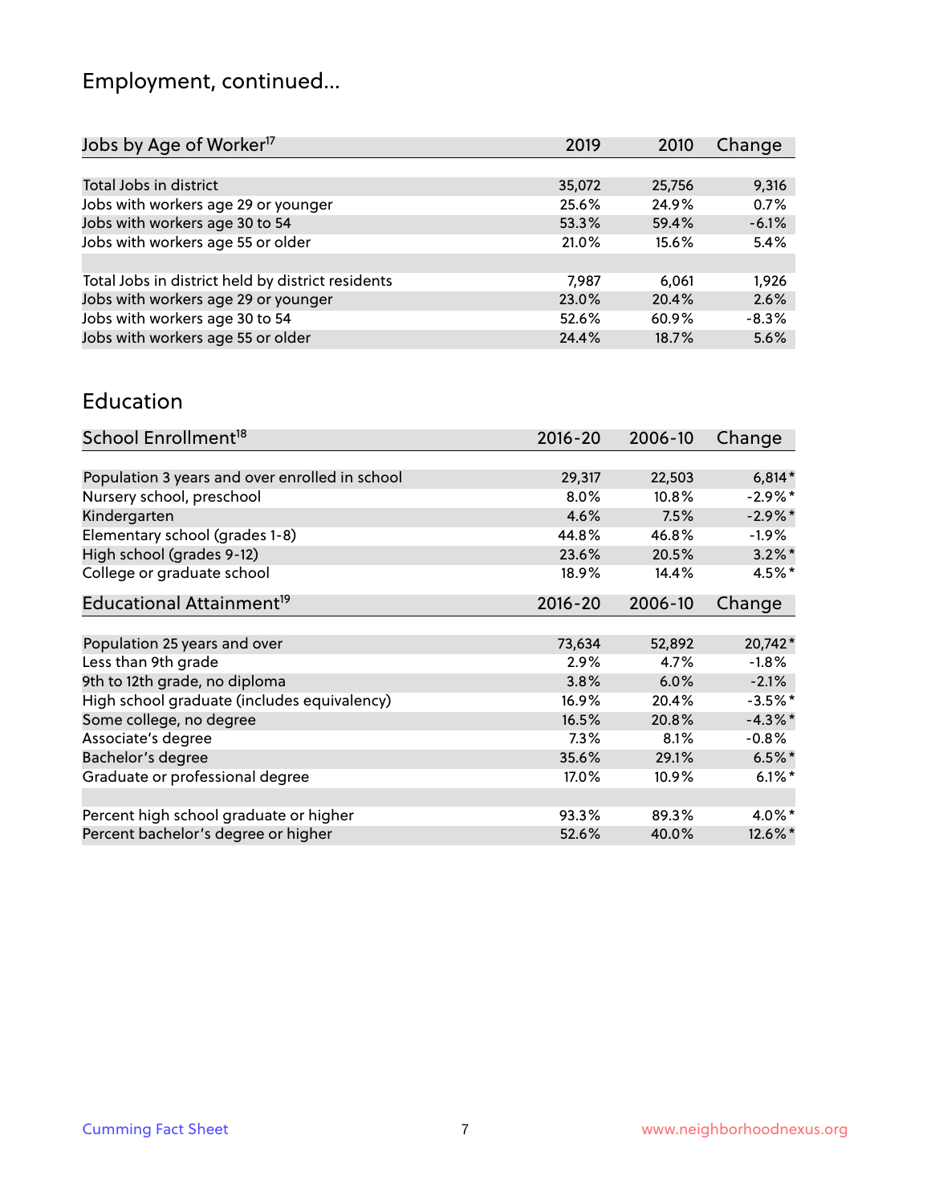# Employment, continued...

| Jobs by Age of Worker[17] | 2019 | 2010 | Change |
|---|---|---|---|
| Total Jobs in district | 35,072 | 25,756 | 9,316 |
| Jobs with workers age 29 or younger | 25.6% | 24.9% | 0.7% |
| Jobs with workers age 30 to 54 | 53.3% | 59.4% | -6.1% |
| Jobs with workers age 55 or older | 21.0% | 15.6% | 5.4% |
| | | | |
| Total Jobs in district held by district residents | 7,987 | 6,061 | 1,926 |
| Jobs with workers age 29 or younger | 23.0% | 20.4% | 2.6% |
| Jobs with workers age 30 to 54 | 52.6% | 60.9% | -8.3% |
| Jobs with workers age 55 or older | 24.4% | 18.7% | 5.6% |

## Education

| School Enrollment[18] | 2016-20 | 2006-10 | Change |
|---|---|---|---|
| Population 3 years and over enrolled in school | 29,317 | 22,503 | 6,814* |
| Nursery school, preschool | 8.0% | 10.8% | -2.9%* |
| Kindergarten | 4.6% | 7.5% | -2.9%* |
| Elementary school (grades 1-8) | 44.8% | 46.8% | -1.9% |
| High school (grades 9-12) | 23.6% | 20.5% | 3.2%* |
| College or graduate school | 18.9% | 14.4% | 4.5%* |

| Educational Attainment[19] | 2016-20 | 2006-10 | Change |
|---|---|---|---|
| Population 25 years and over | 73,634 | 52,892 | 20,742* |
| Less than 9th grade | 2.9% | 4.7% | -1.8% |
| 9th to 12th grade, no diploma | 3.8% | 6.0% | -2.1% |
| High school graduate (includes equivalency) | 16.9% | 20.4% | -3.5%* |
| Some college, no degree | 16.5% | 20.8% | -4.3%* |
| Associate's degree | 7.3% | 8.1% | -0.8% |
| Bachelor's degree | 35.6% | 29.1% | 6.5%* |
| Graduate or professional degree | 17.0% | 10.9% | 6.1%* |
| | | | |
| Percent high school graduate or higher | 93.3% | 89.3% | 4.0%* |
| Percent bachelor's degree or higher | 52.6% | 40.0% | 12.6%* |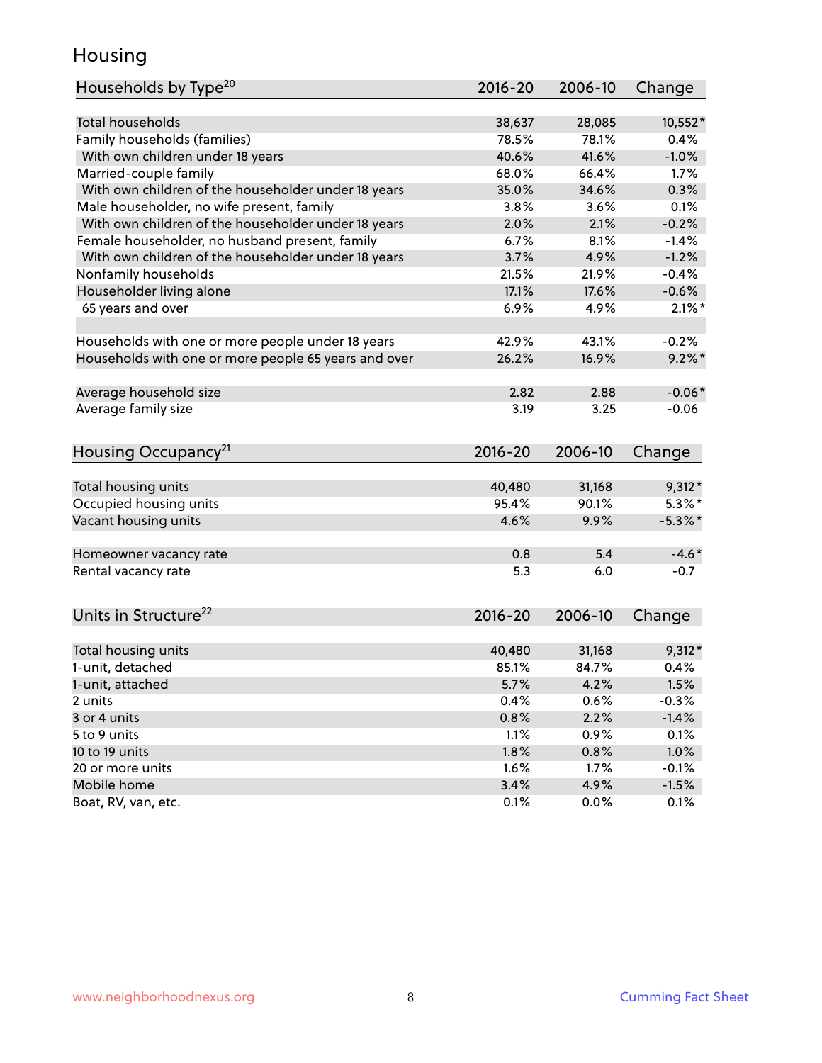# Housing

| Households by Type[20] | 2016-20 | 2006-10 | Change |
|---|---|---|---|
| Total households | 38,637 | 28,085 | 10,552* |
| Family households (families) | 78.5% | 78.1% | 0.4% |
| With own children under 18 years | 40.6% | 41.6% | -1.0% |
| Married-couple family | 68.0% | 66.4% | 1.7% |
| With own children of the householder under 18 years | 35.0% | 34.6% | 0.3% |
| Male householder, no wife present, family | 3.8% | 3.6% | 0.1% |
| With own children of the householder under 18 years | 2.0% | 2.1% | -0.2% |
| Female householder, no husband present, family | 6.7% | 8.1% | -1.4% |
| With own children of the householder under 18 years | 3.7% | 4.9% | -1.2% |
| Nonfamily households | 21.5% | 21.9% | -0.4% |
| Householder living alone | 17.1% | 17.6% | -0.6% |
| 65 years and over | 6.9% | 4.9% | 2.1%* |
| | | | |
| Households with one or more people under 18 years | 42.9% | 43.1% | -0.2% |
| Households with one or more people 65 years and over | 26.2% | 16.9% | 9.2%* |
| | | | |
| Average household size | 2.82 | 2.88 | -0.06* |
| Average family size | 3.19 | 3.25 | -0.06 |

| Housing Occupancy[21] | 2016-20 | 2006-10 | Change |
|---|---|---|---|
| Total housing units | 40,480 | 31,168 | 9,312* |
| Occupied housing units | 95.4% | 90.1% | 5.3%* |
| Vacant housing units | 4.6% | 9.9% | -5.3%* |
| | | | |
| Homeowner vacancy rate | 0.8 | 5.4 | -4.6* |
| Rental vacancy rate | 5.3 | 6.0 | -0.7 |

| Units in Structure[22] | 2016-20 | 2006-10 | Change |
|---|---|---|---|
| Total housing units | 40,480 | 31,168 | 9,312* |
| 1-unit, detached | 85.1% | 84.7% | 0.4% |
| 1-unit, attached | 5.7% | 4.2% | 1.5% |
| 2 units | 0.4% | 0.6% | -0.3% |
| 3 or 4 units | 0.8% | 2.2% | -1.4% |
| 5 to 9 units | 1.1% | 0.9% | 0.1% |
| 10 to 19 units | 1.8% | 0.8% | 1.0% |
| 20 or more units | 1.6% | 1.7% | -0.1% |
| Mobile home | 3.4% | 4.9% | -1.5% |
| Boat, RV, van, etc. | 0.1% | 0.0% | 0.1% |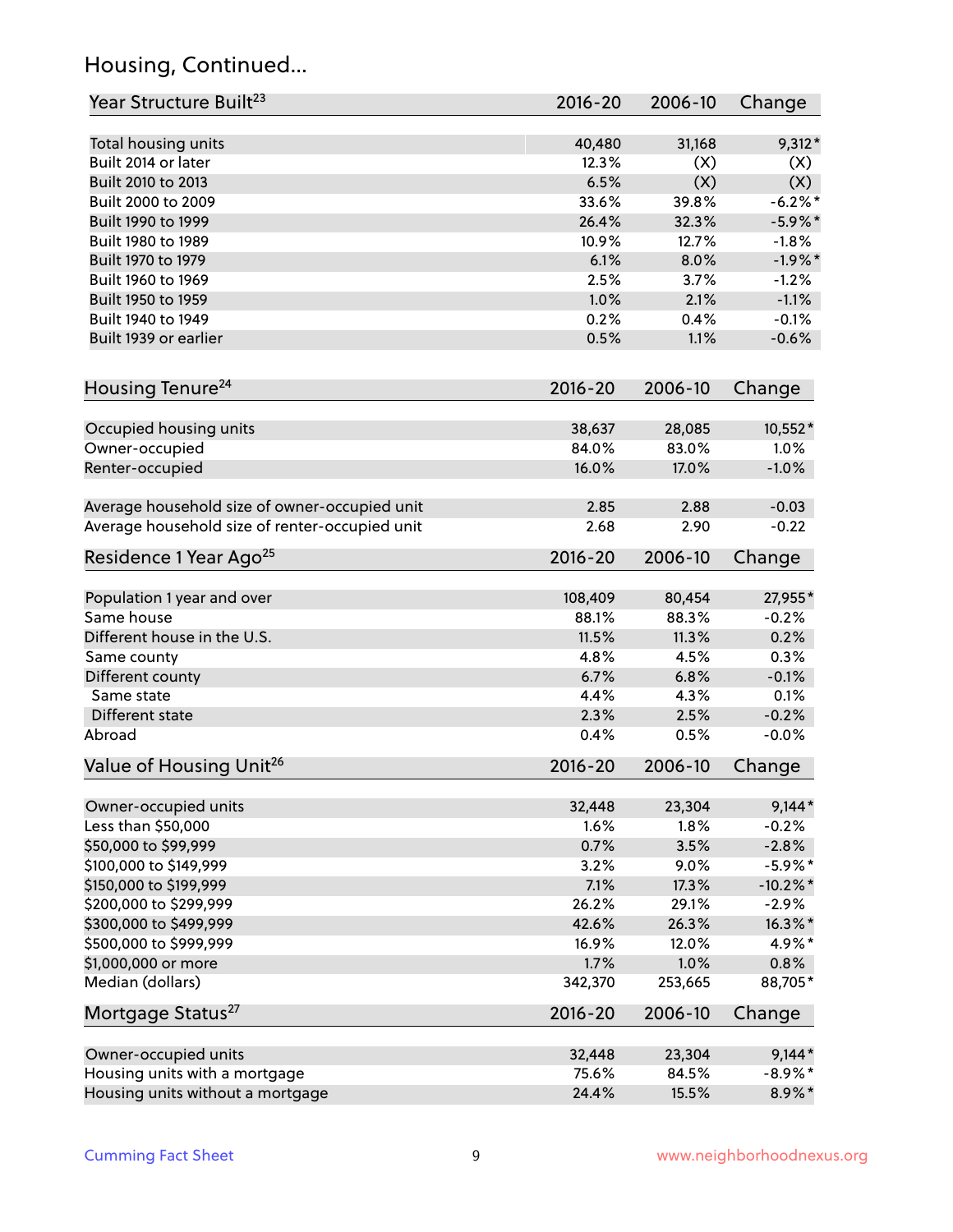## Housing, Continued...

| Year Structure Built[23] | 2016-20 | 2006-10 | Change |
|---|---|---|---|
| Total housing units | 40,480 | 31,168 | 9,312* |
| Built 2014 or later | 12.3% | (X) | (X) |
| Built 2010 to 2013 | 6.5% | (X) | (X) |
| Built 2000 to 2009 | 33.6% | 39.8% | -6.2%* |
| Built 1990 to 1999 | 26.4% | 32.3% | -5.9%* |
| Built 1980 to 1989 | 10.9% | 12.7% | -1.8% |
| Built 1970 to 1979 | 6.1% | 8.0% | -1.9%* |
| Built 1960 to 1969 | 2.5% | 3.7% | -1.2% |
| Built 1950 to 1959 | 1.0% | 2.1% | -1.1% |
| Built 1940 to 1949 | 0.2% | 0.4% | -0.1% |
| Built 1939 or earlier | 0.5% | 1.1% | -0.6% |

| Housing Tenure[24] | 2016-20 | 2006-10 | Change |
|---|---|---|---|
| Occupied housing units | 38,637 | 28,085 | 10,552* |
| Owner-occupied | 84.0% | 83.0% | 1.0% |
| Renter-occupied | 16.0% | 17.0% | -1.0% |
| Average household size of owner-occupied unit | 2.85 | 2.88 | -0.03 |
| Average household size of renter-occupied unit | 2.68 | 2.90 | -0.22 |

| Residence 1 Year Ago[25] | 2016-20 | 2006-10 | Change |
|---|---|---|---|
| Population 1 year and over | 108,409 | 80,454 | 27,955* |
| Same house | 88.1% | 88.3% | -0.2% |
| Different house in the U.S. | 11.5% | 11.3% | 0.2% |
| Same county | 4.8% | 4.5% | 0.3% |
| Different county | 6.7% | 6.8% | -0.1% |
| Same state | 4.4% | 4.3% | 0.1% |
| Different state | 2.3% | 2.5% | -0.2% |
| Abroad | 0.4% | 0.5% | -0.0% |

| Value of Housing Unit[26] | 2016-20 | 2006-10 | Change |
|---|---|---|---|
| Owner-occupied units | 32,448 | 23,304 | 9,144* |
| Less than $50,000 | 1.6% | 1.8% | -0.2% |
| $50,000 to $99,999 | 0.7% | 3.5% | -2.8% |
| $100,000 to $149,999 | 3.2% | 9.0% | -5.9%* |
| $150,000 to $199,999 | 7.1% | 17.3% | -10.2%* |
| $200,000 to $299,999 | 26.2% | 29.1% | -2.9% |
| $300,000 to $499,999 | 42.6% | 26.3% | 16.3%* |
| $500,000 to $999,999 | 16.9% | 12.0% | 4.9%* |
| $1,000,000 or more | 1.7% | 1.0% | 0.8% |
| Median (dollars) | 342,370 | 253,665 | 88,705* |

| Mortgage Status[27] | 2016-20 | 2006-10 | Change |
|---|---|---|---|
| Owner-occupied units | 32,448 | 23,304 | 9,144* |
| Housing units with a mortgage | 75.6% | 84.5% | -8.9%* |
| Housing units without a mortgage | 24.4% | 15.5% | 8.9%* |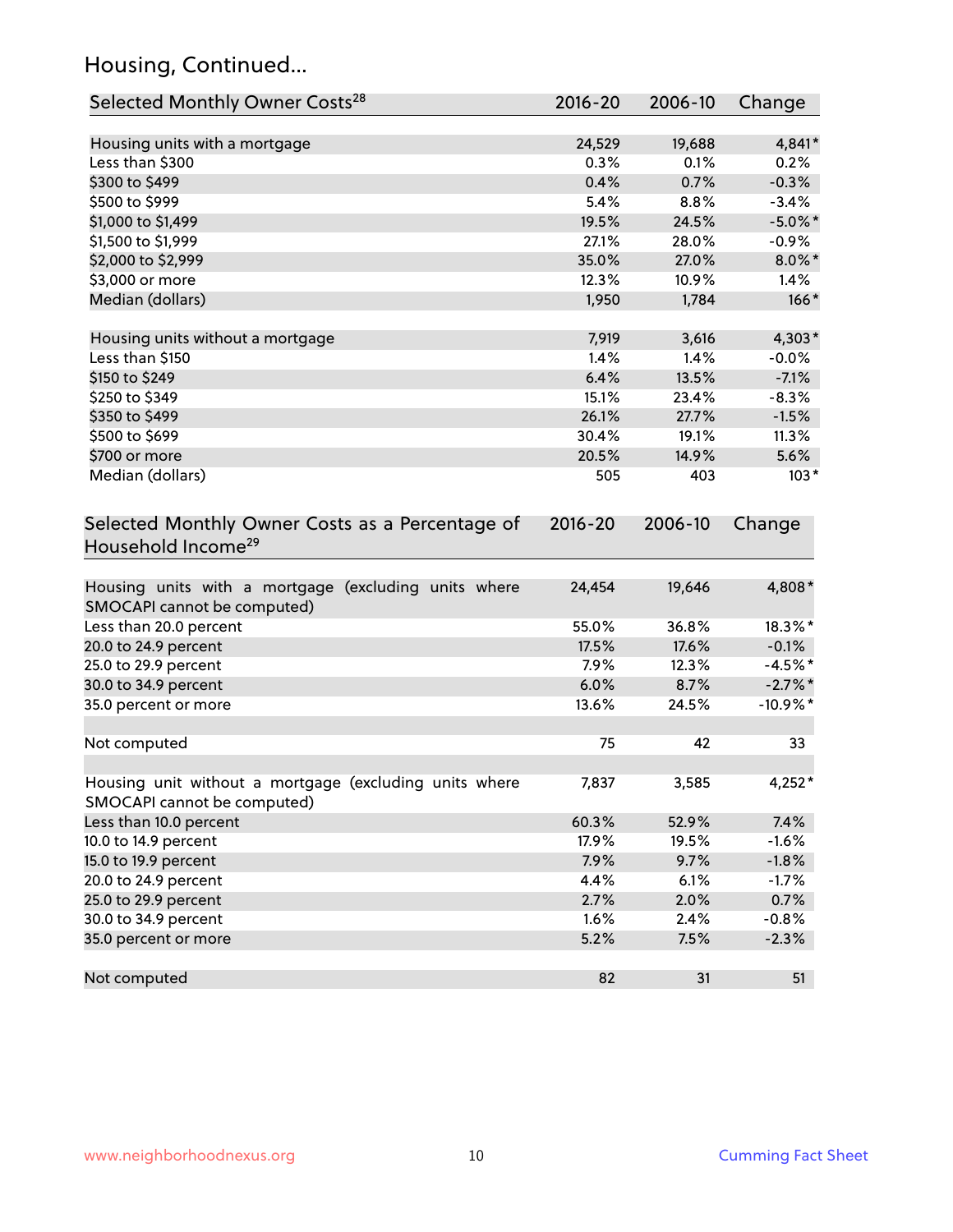## Housing, Continued...

| Selected Monthly Owner Costs[28] | 2016-20 | 2006-10 | Change |
|---|---|---|---|
| Housing units with a mortgage | 24,529 | 19,688 | 4,841* |
| Less than $300 | 0.3% | 0.1% | 0.2% |
| $300 to $499 | 0.4% | 0.7% | -0.3% |
| $500 to $999 | 5.4% | 8.8% | -3.4% |
| $1,000 to $1,499 | 19.5% | 24.5% | -5.0%* |
| $1,500 to $1,999 | 27.1% | 28.0% | -0.9% |
| $2,000 to $2,999 | 35.0% | 27.0% | 8.0%* |
| $3,000 or more | 12.3% | 10.9% | 1.4% |
| Median (dollars) | 1,950 | 1,784 | 166* |
| | | | |
| Housing units without a mortgage | 7,919 | 3,616 | 4,303* |
| Less than $150 | 1.4% | 1.4% | -0.0% |
| $150 to $249 | 6.4% | 13.5% | -7.1% |
| $250 to $349 | 15.1% | 23.4% | -8.3% |
| $350 to $499 | 26.1% | 27.7% | -1.5% |
| $500 to $699 | 30.4% | 19.1% | 11.3% |
| $700 or more | 20.5% | 14.9% | 5.6% |
| Median (dollars) | 505 | 403 | 103* |

| Selected Monthly Owner Costs as a Percentage of Household Income[29] | 2016-20 | 2006-10 | Change |
|---|---|---|---|
| Housing units with a mortgage (excluding units where SMOCAPI cannot be computed) | 24,454 | 19,646 | 4,808* |
| Less than 20.0 percent | 55.0% | 36.8% | 18.3%* |
| 20.0 to 24.9 percent | 17.5% | 17.6% | -0.1% |
| 25.0 to 29.9 percent | 7.9% | 12.3% | -4.5%* |
| 30.0 to 34.9 percent | 6.0% | 8.7% | -2.7%* |
| 35.0 percent or more | 13.6% | 24.5% | -10.9%* |
| | | | |
| Not computed | 75 | 42 | 33 |
| | | | |
| Housing unit without a mortgage (excluding units where SMOCAPI cannot be computed) | 7,837 | 3,585 | 4,252* |
| Less than 10.0 percent | 60.3% | 52.9% | 7.4% |
| 10.0 to 14.9 percent | 17.9% | 19.5% | -1.6% |
| 15.0 to 19.9 percent | 7.9% | 9.7% | -1.8% |
| 20.0 to 24.9 percent | 4.4% | 6.1% | -1.7% |
| 25.0 to 29.9 percent | 2.7% | 2.0% | 0.7% |
| 30.0 to 34.9 percent | 1.6% | 2.4% | -0.8% |
| 35.0 percent or more | 5.2% | 7.5% | -2.3% |
| | | | |
| Not computed | 82 | 31 | 51 |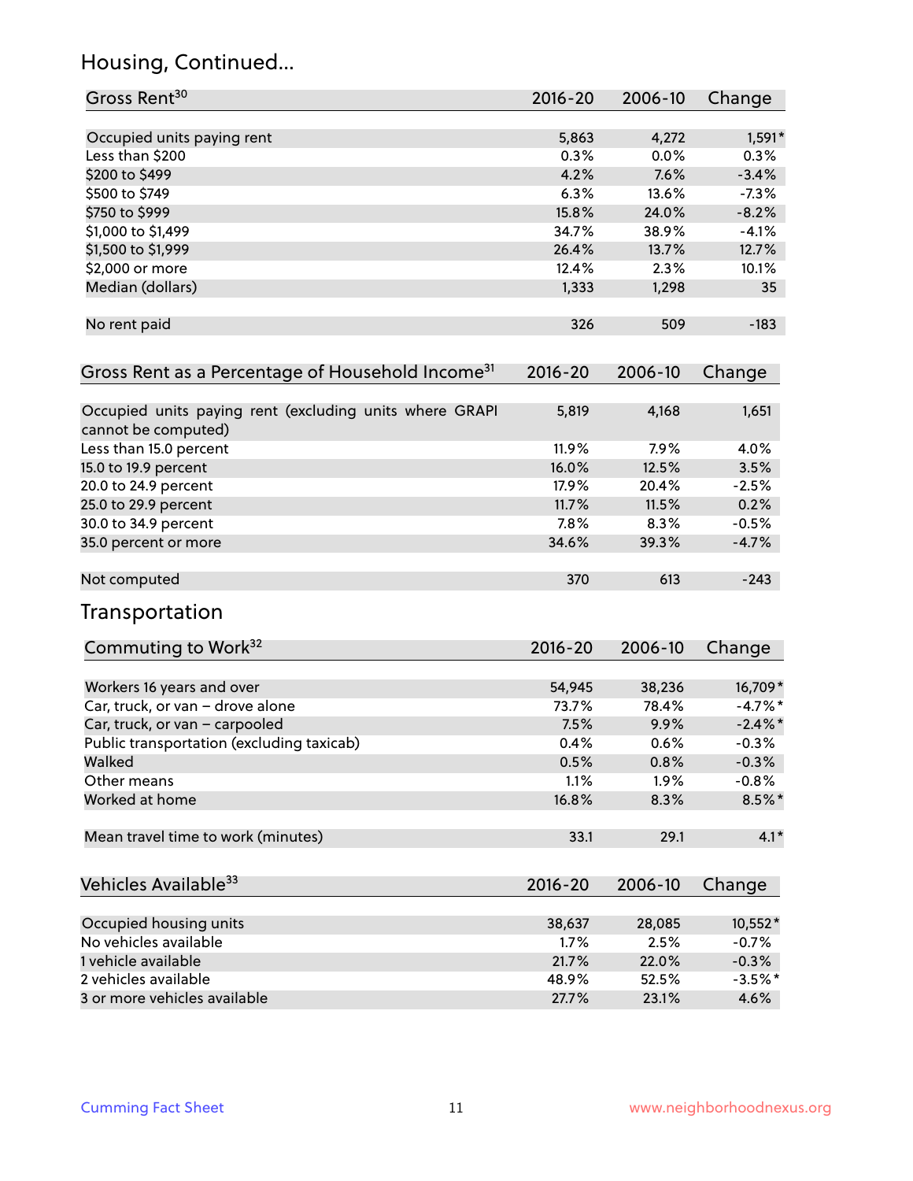## Housing, Continued...

| Gross Rent[30] | 2016-20 | 2006-10 | Change |
|---|---|---|---|
| Occupied units paying rent | 5,863 | 4,272 | 1,591* |
| Less than $200 | 0.3% | 0.0% | 0.3% |
| $200 to $499 | 4.2% | 7.6% | -3.4% |
| $500 to $749 | 6.3% | 13.6% | -7.3% |
| $750 to $999 | 15.8% | 24.0% | -8.2% |
| $1,000 to $1,499 | 34.7% | 38.9% | -4.1% |
| $1,500 to $1,999 | 26.4% | 13.7% | 12.7% |
| $2,000 or more | 12.4% | 2.3% | 10.1% |
| Median (dollars) | 1,333 | 1,298 | 35 |
| No rent paid | 326 | 509 | -183 |

| Gross Rent as a Percentage of Household Income[31] | 2016-20 | 2006-10 | Change |
|---|---|---|---|
| Occupied units paying rent (excluding units where GRAPI cannot be computed) | 5,819 | 4,168 | 1,651 |
| Less than 15.0 percent | 11.9% | 7.9% | 4.0% |
| 15.0 to 19.9 percent | 16.0% | 12.5% | 3.5% |
| 20.0 to 24.9 percent | 17.9% | 20.4% | -2.5% |
| 25.0 to 29.9 percent | 11.7% | 11.5% | 0.2% |
| 30.0 to 34.9 percent | 7.8% | 8.3% | -0.5% |
| 35.0 percent or more | 34.6% | 39.3% | -4.7% |
| Not computed | 370 | 613 | -243 |

## Transportation

| Commuting to Work[32] | 2016-20 | 2006-10 | Change |
|---|---|---|---|
| Workers 16 years and over | 54,945 | 38,236 | 16,709* |
| Car, truck, or van – drove alone | 73.7% | 78.4% | -4.7%* |
| Car, truck, or van – carpooled | 7.5% | 9.9% | -2.4%* |
| Public transportation (excluding taxicab) | 0.4% | 0.6% | -0.3% |
| Walked | 0.5% | 0.8% | -0.3% |
| Other means | 1.1% | 1.9% | -0.8% |
| Worked at home | 16.8% | 8.3% | 8.5%* |
| Mean travel time to work (minutes) | 33.1 | 29.1 | 4.1* |

| Vehicles Available[33] | 2016-20 | 2006-10 | Change |
|---|---|---|---|
| Occupied housing units | 38,637 | 28,085 | 10,552* |
| No vehicles available | 1.7% | 2.5% | -0.7% |
| 1 vehicle available | 21.7% | 22.0% | -0.3% |
| 2 vehicles available | 48.9% | 52.5% | -3.5%* |
| 3 or more vehicles available | 27.7% | 23.1% | 4.6% |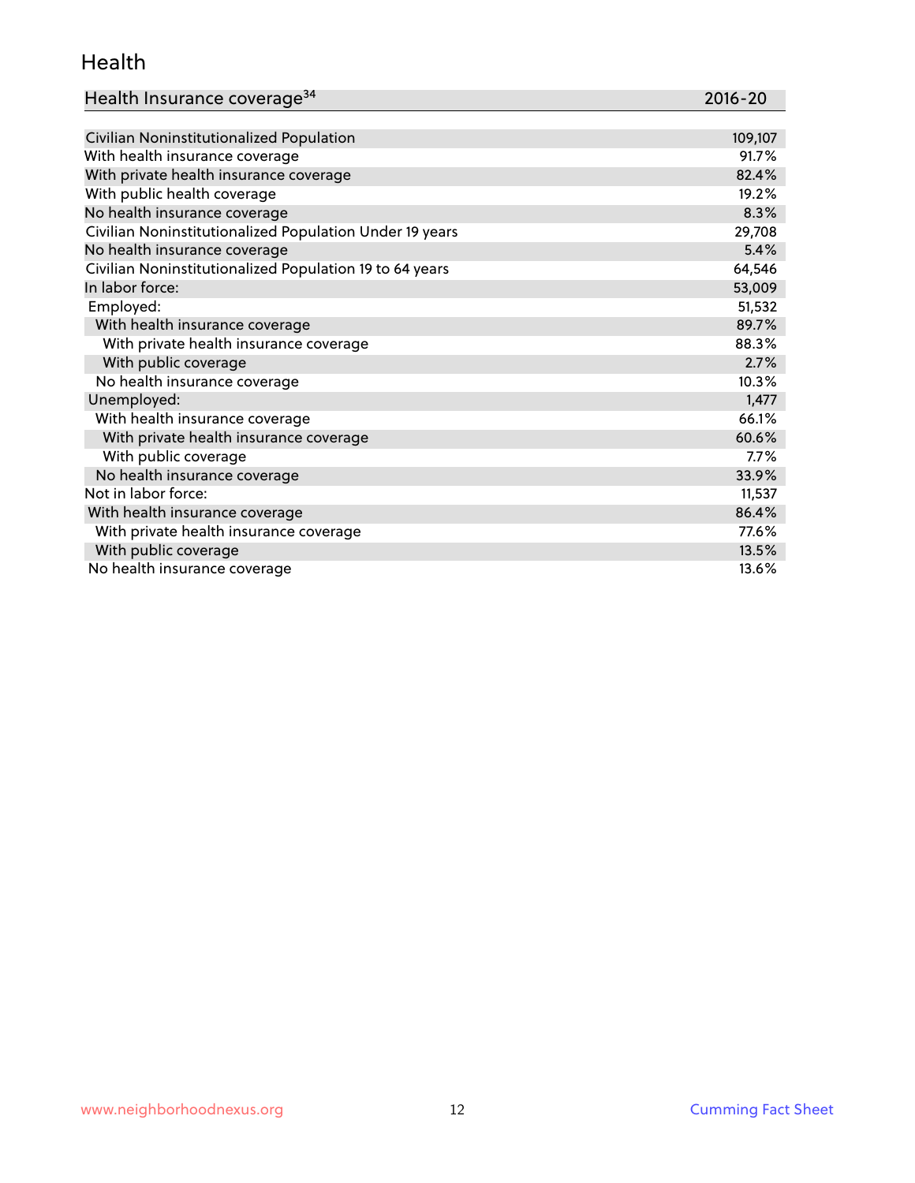## Health

| Health Insurance coverage[34] | 2016-20 |
|---|---|
| Civilian Noninstitutionalized Population | 109,107 |
| With health insurance coverage | 91.7% |
| With private health insurance coverage | 82.4% |
| With public health coverage | 19.2% |
| No health insurance coverage | 8.3% |
| Civilian Noninstitutionalized Population Under 19 years | 29,708 |
| No health insurance coverage | 5.4% |
| Civilian Noninstitutionalized Population 19 to 64 years | 64,546 |
| In labor force: | 53,009 |
| Employed: | 51,532 |
| With health insurance coverage | 89.7% |
| With private health insurance coverage | 88.3% |
| With public coverage | 2.7% |
| No health insurance coverage | 10.3% |
| Unemployed: | 1,477 |
| With health insurance coverage | 66.1% |
| With private health insurance coverage | 60.6% |
| With public coverage | 7.7% |
| No health insurance coverage | 33.9% |
| Not in labor force: | 11,537 |
| With health insurance coverage | 86.4% |
| With private health insurance coverage | 77.6% |
| With public coverage | 13.5% |
| No health insurance coverage | 13.6% |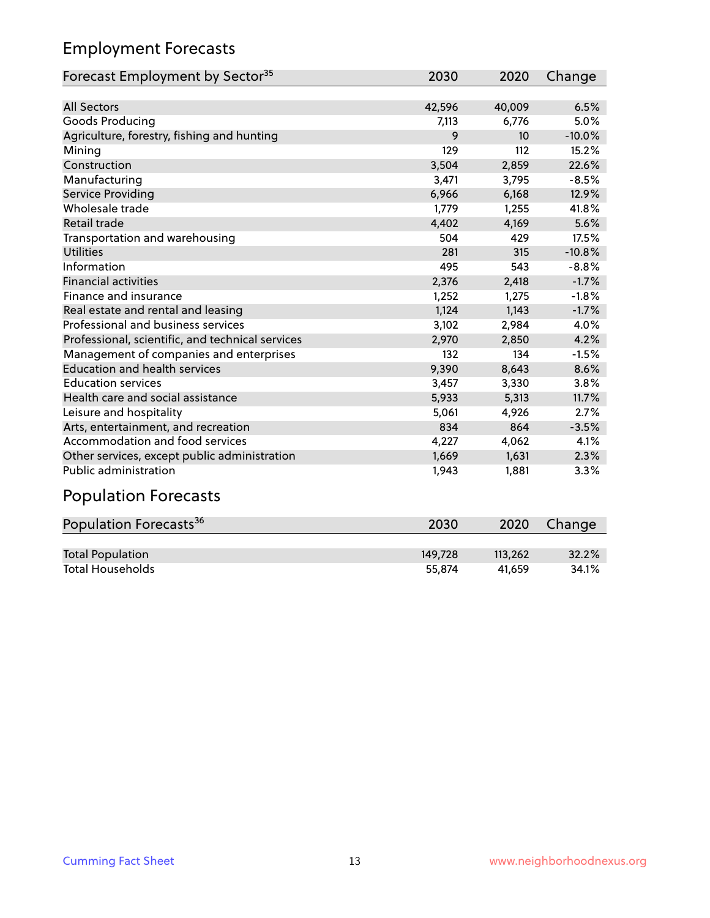## Employment Forecasts

| Forecast Employment by Sector[35] | 2030 | 2020 | Change |
|---|---|---|---|
| All Sectors | 42,596 | 40,009 | 6.5% |
| Goods Producing | 7,113 | 6,776 | 5.0% |
| Agriculture, forestry, fishing and hunting | 9 | 10 | -10.0% |
| Mining | 129 | 112 | 15.2% |
| Construction | 3,504 | 2,859 | 22.6% |
| Manufacturing | 3,471 | 3,795 | -8.5% |
| Service Providing | 6,966 | 6,168 | 12.9% |
| Wholesale trade | 1,779 | 1,255 | 41.8% |
| Retail trade | 4,402 | 4,169 | 5.6% |
| Transportation and warehousing | 504 | 429 | 17.5% |
| Utilities | 281 | 315 | -10.8% |
| Information | 495 | 543 | -8.8% |
| Financial activities | 2,376 | 2,418 | -1.7% |
| Finance and insurance | 1,252 | 1,275 | -1.8% |
| Real estate and rental and leasing | 1,124 | 1,143 | -1.7% |
| Professional and business services | 3,102 | 2,984 | 4.0% |
| Professional, scientific, and technical services | 2,970 | 2,850 | 4.2% |
| Management of companies and enterprises | 132 | 134 | -1.5% |
| Education and health services | 9,390 | 8,643 | 8.6% |
| Education services | 3,457 | 3,330 | 3.8% |
| Health care and social assistance | 5,933 | 5,313 | 11.7% |
| Leisure and hospitality | 5,061 | 4,926 | 2.7% |
| Arts, entertainment, and recreation | 834 | 864 | -3.5% |
| Accommodation and food services | 4,227 | 4,062 | 4.1% |
| Other services, except public administration | 1,669 | 1,631 | 2.3% |
| Public administration | 1,943 | 1,881 | 3.3% |

## Population Forecasts

| Population Forecasts[36] | 2030 | 2020 | Change |
|---|---|---|---|
| Total Population | 149,728 | 113,262 | 32.2% |
| Total Households | 55,874 | 41,659 | 34.1% |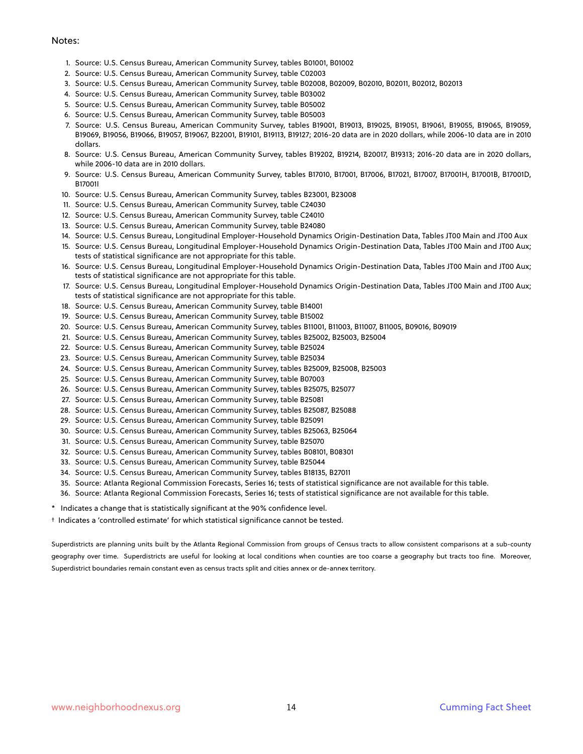Notes:

1. Source: U.S. Census Bureau, American Community Survey, tables B01001, B01002
2. Source: U.S. Census Bureau, American Community Survey, table C02003
3. Source: U.S. Census Bureau, American Community Survey, table B02008, B02009, B02010, B02011, B02012, B02013
4. Source: U.S. Census Bureau, American Community Survey, table B03002
5. Source: U.S. Census Bureau, American Community Survey, table B05002
6. Source: U.S. Census Bureau, American Community Survey, table B05003
7. Source: U.S. Census Bureau, American Community Survey, tables B19001, B19013, B19025, B19051, B19061, B19055, B19065, B19059, B19069, B19056, B19066, B19057, B19067, B22001, B19101, B19113, B19127; 2016-20 data are in 2020 dollars, while 2006-10 data are in 2010 dollars.
8. Source: U.S. Census Bureau, American Community Survey, tables B19202, B19214, B20017, B19313; 2016-20 data are in 2020 dollars, while 2006-10 data are in 2010 dollars.
9. Source: U.S. Census Bureau, American Community Survey, tables B17010, B17001, B17006, B17021, B17007, B17001H, B17001B, B17001D, B17001I
10. Source: U.S. Census Bureau, American Community Survey, tables B23001, B23008
11. Source: U.S. Census Bureau, American Community Survey, table C24030
12. Source: U.S. Census Bureau, American Community Survey, table C24010
13. Source: U.S. Census Bureau, American Community Survey, table B24080
14. Source: U.S. Census Bureau, Longitudinal Employer-Household Dynamics Origin-Destination Data, Tables JT00 Main and JT00 Aux
15. Source: U.S. Census Bureau, Longitudinal Employer-Household Dynamics Origin-Destination Data, Tables JT00 Main and JT00 Aux; tests of statistical significance are not appropriate for this table.
16. Source: U.S. Census Bureau, Longitudinal Employer-Household Dynamics Origin-Destination Data, Tables JT00 Main and JT00 Aux; tests of statistical significance are not appropriate for this table.
17. Source: U.S. Census Bureau, Longitudinal Employer-Household Dynamics Origin-Destination Data, Tables JT00 Main and JT00 Aux; tests of statistical significance are not appropriate for this table.
18. Source: U.S. Census Bureau, American Community Survey, table B14001
19. Source: U.S. Census Bureau, American Community Survey, table B15002
20. Source: U.S. Census Bureau, American Community Survey, tables B11001, B11003, B11007, B11005, B09016, B09019
21. Source: U.S. Census Bureau, American Community Survey, tables B25002, B25003, B25004
22. Source: U.S. Census Bureau, American Community Survey, table B25024
23. Source: U.S. Census Bureau, American Community Survey, table B25034
24. Source: U.S. Census Bureau, American Community Survey, tables B25009, B25008, B25003
25. Source: U.S. Census Bureau, American Community Survey, table B07003
26. Source: U.S. Census Bureau, American Community Survey, tables B25075, B25077
27. Source: U.S. Census Bureau, American Community Survey, table B25081
28. Source: U.S. Census Bureau, American Community Survey, tables B25087, B25088
29. Source: U.S. Census Bureau, American Community Survey, table B25091
30. Source: U.S. Census Bureau, American Community Survey, tables B25063, B25064
31. Source: U.S. Census Bureau, American Community Survey, table B25070
32. Source: U.S. Census Bureau, American Community Survey, tables B08101, B08301
33. Source: U.S. Census Bureau, American Community Survey, table B25044
34. Source: U.S. Census Bureau, American Community Survey, tables B18135, B27011
35. Source: Atlanta Regional Commission Forecasts, Series 16; tests of statistical significance are not available for this table.
36. Source: Atlanta Regional Commission Forecasts, Series 16; tests of statistical significance are not available for this table.

\* Indicates a change that is statistically significant at the 90% confidence level.

† Indicates a 'controlled estimate' for which statistical significance cannot be tested.

Superdistricts are planning units built by the Atlanta Regional Commission from groups of Census tracts to allow consistent comparisons at a sub-county geography over time. Superdistricts are useful for looking at local conditions when counties are too coarse a geography but tracts too fine. Moreover, Superdistrict boundaries remain constant even as census tracts split and cities annex or de-annex territory.